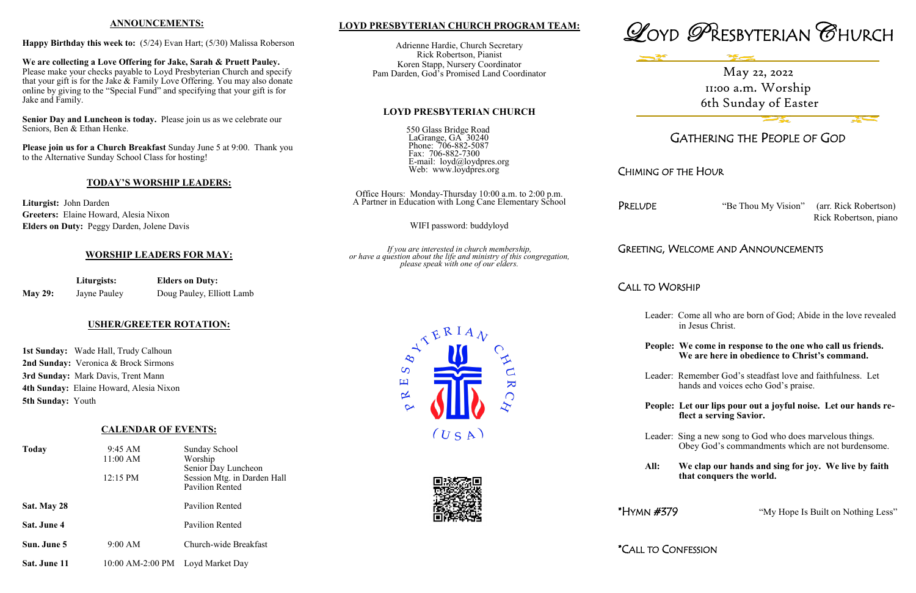## ANNOUNCEMENTS:

**Happy Birthday this week to:** (5/24) Evan Hart; (5/30) Malissa Roberson

**We are collecting a Love Offering for Jake, Sarah & Pruett Pauley.** Please make your checks payable to Loyd Presbyterian Church and specify that your gift is for the Jake & Family Love Offering. You may also donate online by giving to the "Special Fund" and specifying that your gift is for Jake and Family.

**Senior Day and Luncheon is today.** Please join us as we celebrate our Seniors, Ben & Ethan Henke.

**Please join us for a Church Breakfast** Sunday June 5 at 9:00. Thank you to the Alternative Sunday School Class for hosting!

## TODAY'S WORSHIP LEADERS:

**Liturgist:** John Darden
**Greeters:** Elaine Howard, Alesia Nixon
**Elders on Duty:** Peggy Darden, Jolene Davis

## WORSHIP LEADERS FOR MAY:

| | Liturgists: | Elders on Duty: |
|---|---|---|
| **May 29:** | Jayne Pauley | Doug Pauley, Elliott Lamb |

## USHER/GREETER ROTATION:

**1st Sunday:** Wade Hall, Trudy Calhoun
**2nd Sunday:** Veronica & Brock Sirmons
**3rd Sunday:** Mark Davis, Trent Mann
**4th Sunday:** Elaine Howard, Alesia Nixon
**5th Sunday:** Youth

## CALENDAR OF EVENTS:

| | | |
|---|---|---|
| **Today** | 9:45 AM | Sunday School |
| | 11:00 AM | Worship |
| | | Senior Day Luncheon |
| | 12:15 PM | Session Mtg. in Darden Hall |
| | | Pavilion Rented |
| **Sat. May 28** | | Pavilion Rented |
| **Sat. June 4** | | Pavilion Rented |
| **Sun. June 5** | 9:00 AM | Church-wide Breakfast |
| **Sat. June 11** | 10:00 AM-2:00 PM | Loyd Market Day |

## LOYD PRESBYTERIAN CHURCH PROGRAM TEAM:

Adrienne Hardie, Church Secretary
Rick Robertson, Pianist
Koren Stapp, Nursery Coordinator
Pam Darden, God's Promised Land Coordinator

### LOYD PRESBYTERIAN CHURCH

550 Glass Bridge Road
LaGrange, GA 30240
Phone: 706-882-5087
Fax: 706-882-7300
E-mail: loyd@loydpres.org
Web: www.loydpres.org

Office Hours: Monday-Thursday 10:00 a.m. to 2:00 p.m.
A Partner in Education with Long Cane Elementary School

WIFI password: buddyloyd

*If you are interested in church membership, or have a question about the life and ministry of this congregation, please speak with one of our elders.*

PRESBYTERIAN CHURCH (USA)

# LOYD PRESBYTERIAN CHURCH

May 22, 2022
11:00 a.m. Worship
6th Sunday of Easter

## GATHERING THE PEOPLE OF GOD

### CHIMING OF THE HOUR

### PRELUDE
"Be Thou My Vision" (arr. Rick Robertson)
Rick Robertson, piano

### GREETING, WELCOME AND ANNOUNCEMENTS

### CALL TO WORSHIP

Leader: Come all who are born of God; Abide in the love revealed in Jesus Christ.

**People: We come in response to the one who call us friends. We are here in obedience to Christ's command.**

Leader: Remember God's steadfast love and faithfulness. Let hands and voices echo God's praise.

**People: Let our lips pour out a joyful noise. Let our hands reflect a serving Savior.**

Leader: Sing a new song to God who does marvelous things. Obey God's commandments which are not burdensome.

**All: We clap our hands and sing for joy. We live by faith that conquers the world.**

### *HYMN #379
"My Hope Is Built on Nothing Less"

### *CALL TO CONFESSION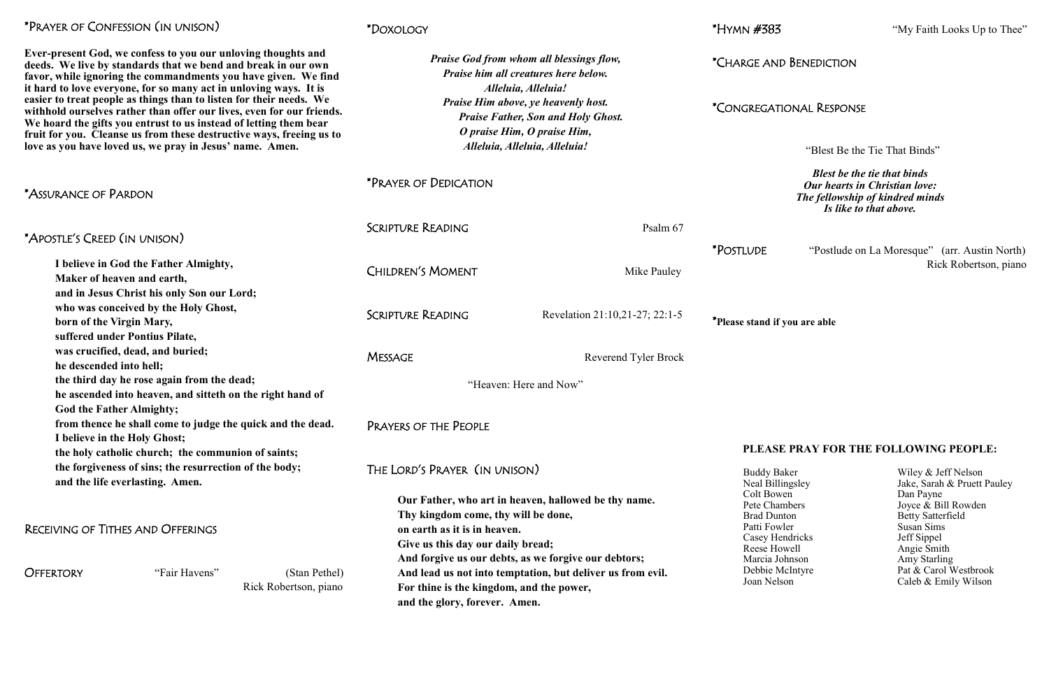## *Prayer of Confession (in unison)

**Ever-present God, we confess to you our unloving thoughts and deeds. We live by standards that we bend and break in our own favor, while ignoring the commandments you have given. We find it hard to love everyone, for so many act in unloving ways. It is easier to treat people as things than to listen for their needs. We withhold ourselves rather than offer our lives, even for our friends. We hoard the gifts you entrust to us instead of letting them bear fruit for you. Cleanse us from these destructive ways, freeing us to love as you have loved us, we pray in Jesus' name. Amen.**

## *Assurance of Pardon

## *Apostle's Creed (in unison)

**I believe in God the Father Almighty,**
**Maker of heaven and earth,**
**and in Jesus Christ his only Son our Lord;**
**who was conceived by the Holy Ghost,**
**born of the Virgin Mary,**
**suffered under Pontius Pilate,**
**was crucified, dead, and buried;**
**he descended into hell;**
**the third day he rose again from the dead;**
**he ascended into heaven, and sitteth on the right hand of God the Father Almighty;**
**from thence he shall come to judge the quick and the dead.**
**I believe in the Holy Ghost;**
**the holy catholic church; the communion of saints;**
**the forgiveness of sins; the resurrection of the body;**
**and the life everlasting. Amen.**

## Receiving of Tithes and Offerings

**Offertory** "Fair Havens" (Stan Pethel)
Rick Robertson, piano

## *Doxology

***Praise God from whom all blessings flow,***
***Praise him all creatures here below.***
***Alleluia, Alleluia!***
***Praise Him above, ye heavenly host.***
***Praise Father, Son and Holy Ghost.***
***O praise Him, O praise Him,***
***Alleluia, Alleluia, Alleluia!***

## *Prayer of Dedication

**Scripture Reading** Psalm 67

**Children's Moment** Mike Pauley

**Scripture Reading** Revelation 21:10,21-27; 22:1-5

**Message** Reverend Tyler Brock

"Heaven: Here and Now"

## Prayers of the People

## The Lord's Prayer (in unison)

**Our Father, who art in heaven, hallowed be thy name.**
**Thy kingdom come, thy will be done,**
**on earth as it is in heaven.**
**Give us this day our daily bread;**
**And forgive us our debts, as we forgive our debtors;**
**And lead us not into temptation, but deliver us from evil.**
**For thine is the kingdom, and the power,**
**and the glory, forever. Amen.**

**\*Hymn #383** "My Faith Looks Up to Thee"

## *Charge and Benediction

## *Congregational Response

"Blest Be the Tie That Binds"

***Blest be the tie that binds***
***Our hearts in Christian love:***
***The fellowship of kindred minds***
***Is like to that above.***

**\*Postlude** "Postlude on La Moresque" (arr. Austin North)
Rick Robertson, piano

**\*Please stand if you are able**

### PLEASE PRAY FOR THE FOLLOWING PEOPLE:

Buddy Baker
Neal Billingsley
Colt Bowen
Pete Chambers
Brad Dunton
Patti Fowler
Casey Hendricks
Reese Howell
Marcia Johnson
Debbie McIntyre
Joan Nelson
Wiley & Jeff Nelson
Jake, Sarah & Pruett Pauley
Dan Payne
Joyce & Bill Rowden
Betty Satterfield
Susan Sims
Jeff Sippel
Angie Smith
Amy Starling
Pat & Carol Westbrook
Caleb & Emily Wilson